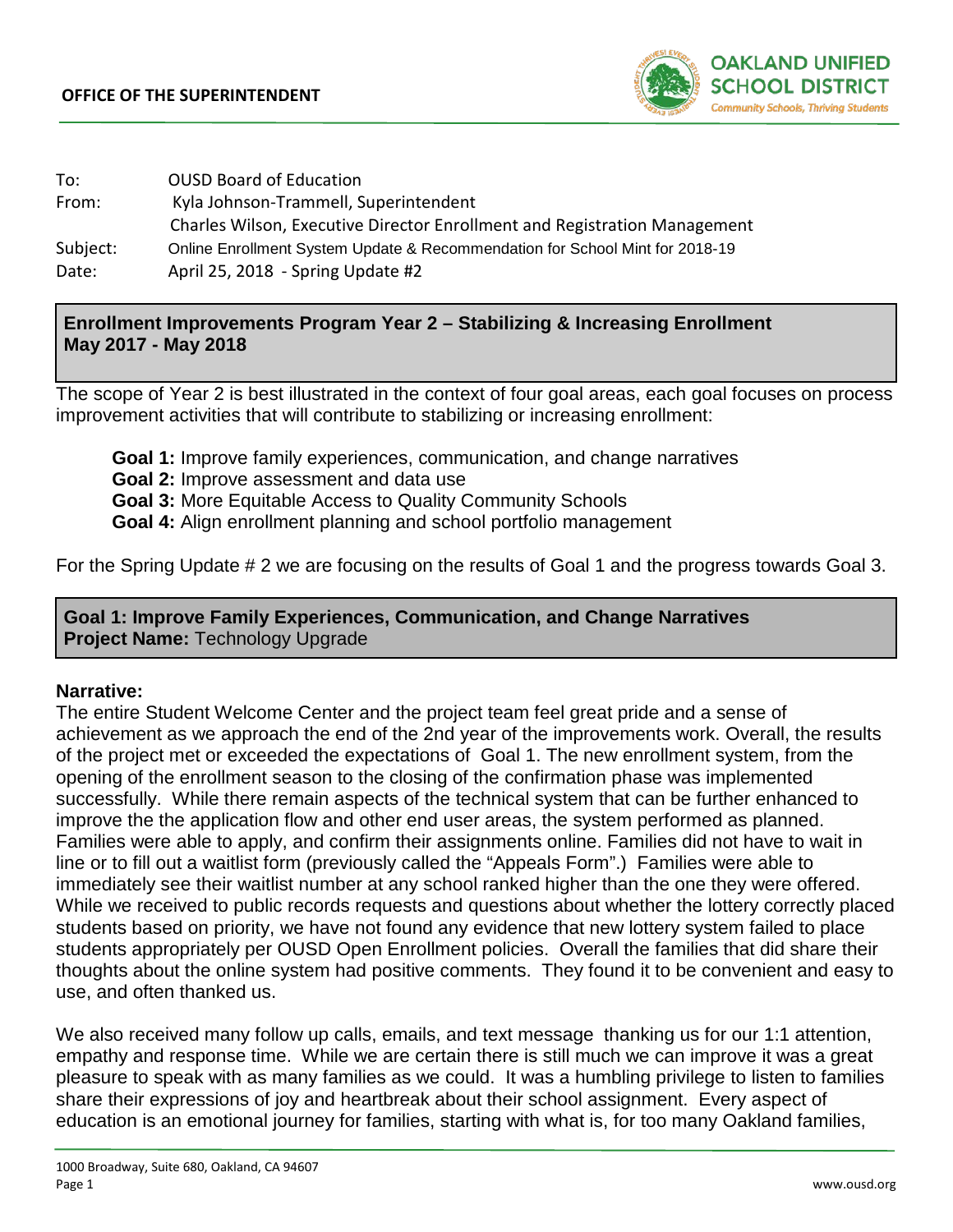**OFFICE OF THE SUPERINTENDENT**

| | |
|---|---|
| To: | OUSD Board of Education |
| From: | Kyla Johnson-Trammell, Superintendent<br>Charles Wilson, Executive Director Enrollment and Registration Management |
| Subject: | Online Enrollment System Update & Recommendation for School Mint for 2018-19 |
| Date: | April 25, 2018 - Spring Update #2 |

## Enrollment Improvements Program Year 2 – Stabilizing & Increasing Enrollment May 2017 - May 2018

The scope of Year 2 is best illustrated in the context of four goal areas, each goal focuses on process improvement activities that will contribute to stabilizing or increasing enrollment:

- **Goal 1:** Improve family experiences, communication, and change narratives
- **Goal 2:** Improve assessment and data use
- **Goal 3:** More Equitable Access to Quality Community Schools
- **Goal 4:** Align enrollment planning and school portfolio management

For the Spring Update # 2 we are focusing on the results of Goal 1 and the progress towards Goal 3.

## Goal 1: Improve Family Experiences, Communication, and Change Narratives

**Project Name:** Technology Upgrade

### Narrative:

The entire Student Welcome Center and the project team feel great pride and a sense of achievement as we approach the end of the 2nd year of the improvements work. Overall, the results of the project met or exceeded the expectations of Goal 1. The new enrollment system, from the opening of the enrollment season to the closing of the confirmation phase was implemented successfully. While there remain aspects of the technical system that can be further enhanced to improve the the application flow and other end user areas, the system performed as planned. Families were able to apply, and confirm their assignments online. Families did not have to wait in line or to fill out a waitlist form (previously called the "Appeals Form".) Families were able to immediately see their waitlist number at any school ranked higher than the one they were offered. While we received to public records requests and questions about whether the lottery correctly placed students based on priority, we have not found any evidence that new lottery system failed to place students appropriately per OUSD Open Enrollment policies. Overall the families that did share their thoughts about the online system had positive comments. They found it to be convenient and easy to use, and often thanked us.

We also received many follow up calls, emails, and text message thanking us for our 1:1 attention, empathy and response time. While we are certain there is still much we can improve it was a great pleasure to speak with as many families as we could. It was a humbling privilege to listen to families share their expressions of joy and heartbreak about their school assignment. Every aspect of education is an emotional journey for families, starting with what is, for too many Oakland families,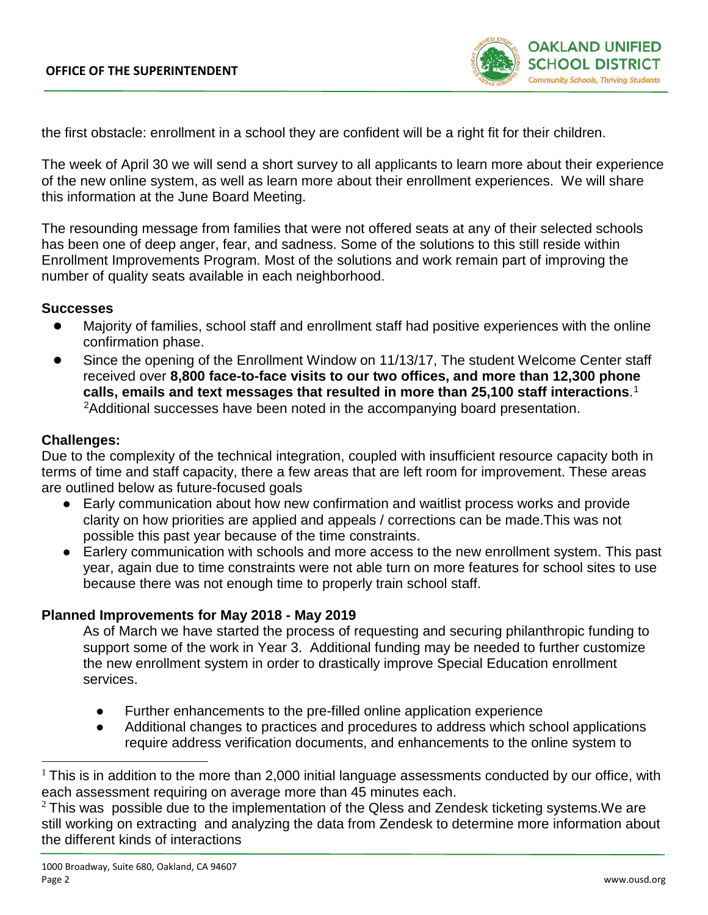the first obstacle: enrollment in a school they are confident will be a right fit for their children.

The week of April 30 we will send a short survey to all applicants to learn more about their experience of the new online system, as well as learn more about their enrollment experiences. We will share this information at the June Board Meeting.

The resounding message from families that were not offered seats at any of their selected schools has been one of deep anger, fear, and sadness. Some of the solutions to this still reside within Enrollment Improvements Program. Most of the solutions and work remain part of improving the number of quality seats available in each neighborhood.

### Successes

- Majority of families, school staff and enrollment staff had positive experiences with the online confirmation phase.
- Since the opening of the Enrollment Window on 11/13/17, The student Welcome Center staff received over **8,800 face-to-face visits to our two offices, and more than 12,300 phone calls, emails and text messages that resulted in more than 25,100 staff interactions**.[1] [2]Additional successes have been noted in the accompanying board presentation.

### Challenges:

Due to the complexity of the technical integration, coupled with insufficient resource capacity both in terms of time and staff capacity, there a few areas that are left room for improvement. These areas are outlined below as future-focused goals

- Early communication about how new confirmation and waitlist process works and provide clarity on how priorities are applied and appeals / corrections can be made.This was not possible this past year because of the time constraints.
- Earlery communication with schools and more access to the new enrollment system. This past year, again due to time constraints were not able turn on more features for school sites to use because there was not enough time to properly train school staff.

### Planned Improvements for May 2018 - May 2019

As of March we have started the process of requesting and securing philanthropic funding to support some of the work in Year 3. Additional funding may be needed to further customize the new enrollment system in order to drastically improve Special Education enrollment services.

- Further enhancements to the pre-filled online application experience
- Additional changes to practices and procedures to address which school applications require address verification documents, and enhancements to the online system to

---

[1] This is in addition to the more than 2,000 initial language assessments conducted by our office, with each assessment requiring on average more than 45 minutes each.

[2] This was possible due to the implementation of the Qless and Zendesk ticketing systems.We are still working on extracting and analyzing the data from Zendesk to determine more information about the different kinds of interactions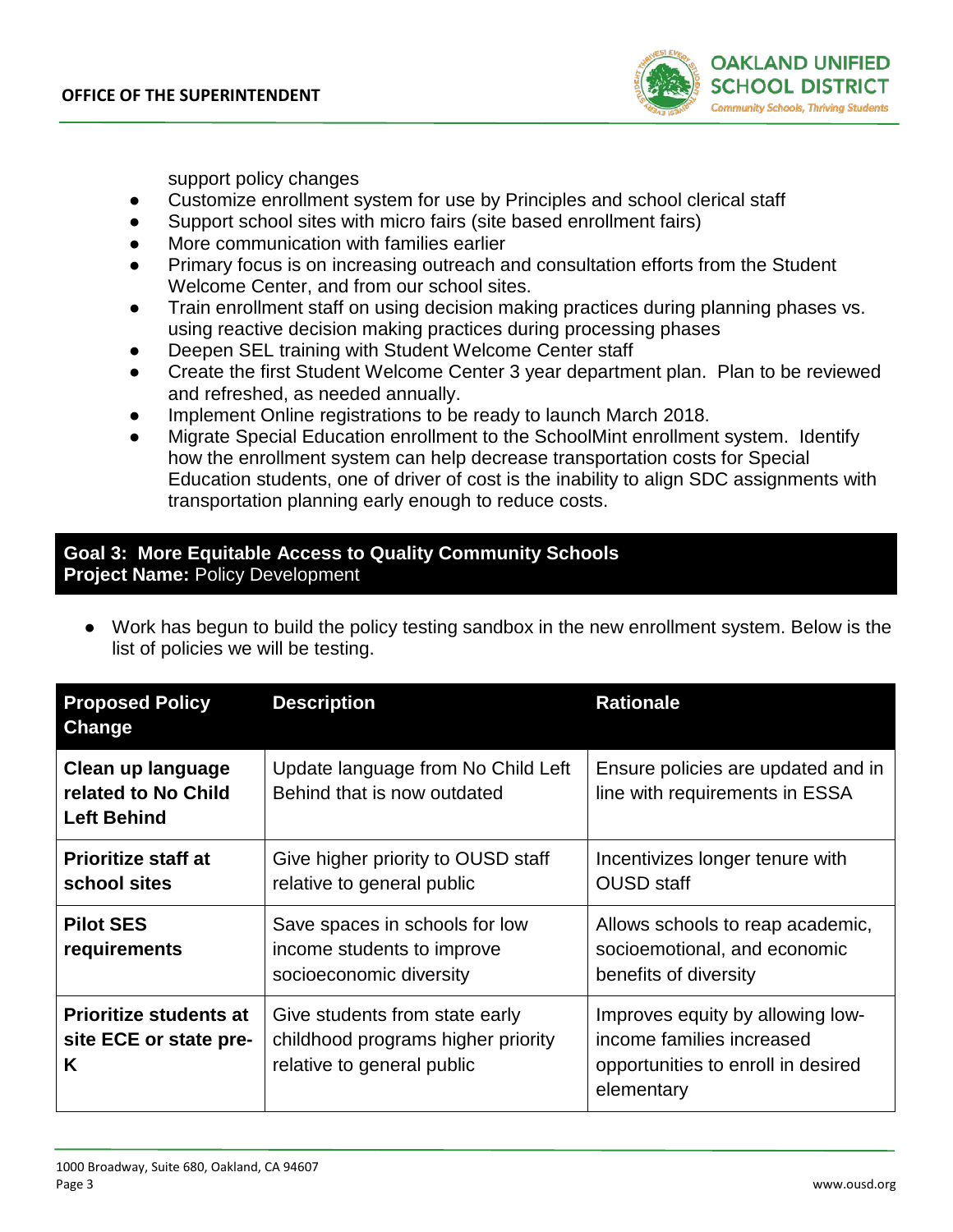support policy changes

- Customize enrollment system for use by Principles and school clerical staff
- Support school sites with micro fairs (site based enrollment fairs)
- More communication with families earlier
- Primary focus is on increasing outreach and consultation efforts from the Student Welcome Center, and from our school sites.
- Train enrollment staff on using decision making practices during planning phases vs. using reactive decision making practices during processing phases
- Deepen SEL training with Student Welcome Center staff
- Create the first Student Welcome Center 3 year department plan. Plan to be reviewed and refreshed, as needed annually.
- Implement Online registrations to be ready to launch March 2018.
- Migrate Special Education enrollment to the SchoolMint enrollment system. Identify how the enrollment system can help decrease transportation costs for Special Education students, one of driver of cost is the inability to align SDC assignments with transportation planning early enough to reduce costs.

**Goal 3: More Equitable Access to Quality Community Schools**
**Project Name:** Policy Development

- Work has begun to build the policy testing sandbox in the new enrollment system. Below is the list of policies we will be testing.

| Proposed Policy Change | Description | Rationale |
| --- | --- | --- |
| **Clean up language related to No Child Left Behind** | Update language from No Child Left Behind that is now outdated | Ensure policies are updated and in line with requirements in ESSA |
| **Prioritize staff at school sites** | Give higher priority to OUSD staff relative to general public | Incentivizes longer tenure with OUSD staff |
| **Pilot SES requirements** | Save spaces in schools for low income students to improve socioeconomic diversity | Allows schools to reap academic, socioemotional, and economic benefits of diversity |
| **Prioritize students at site ECE or state pre-K** | Give students from state early childhood programs higher priority relative to general public | Improves equity by allowing low-income families increased opportunities to enroll in desired elementary |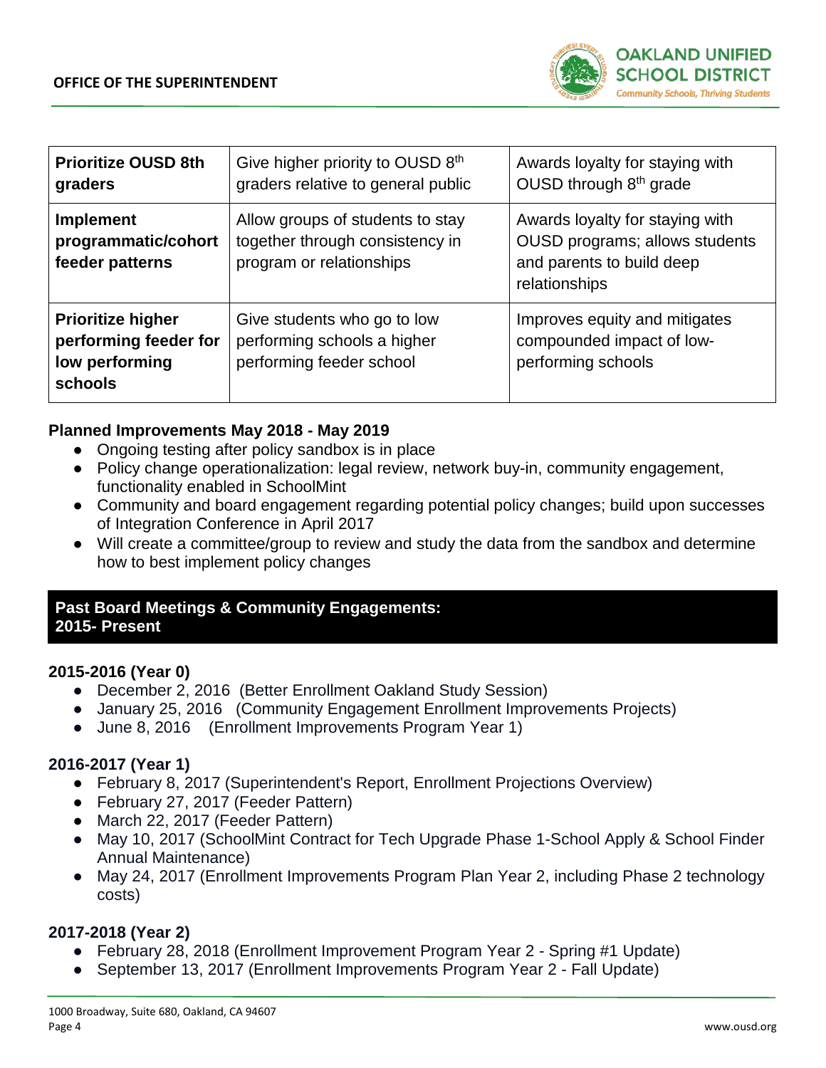| Prioritize OUSD 8th graders | Give higher priority to OUSD 8th graders relative to general public | Awards loyalty for staying with OUSD through 8th grade |
|---|---|---|
| **Implement programmatic/cohort feeder patterns** | Allow groups of students to stay together through consistency in program or relationships | Awards loyalty for staying with OUSD programs; allows students and parents to build deep relationships |
| **Prioritize higher performing feeder for low performing schools** | Give students who go to low performing schools a higher performing feeder school | Improves equity and mitigates compounded impact of low-performing schools |

**Planned Improvements May 2018 - May 2019**

- Ongoing testing after policy sandbox is in place
- Policy change operationalization: legal review, network buy-in, community engagement, functionality enabled in SchoolMint
- Community and board engagement regarding potential policy changes; build upon successes of Integration Conference in April 2017
- Will create a committee/group to review and study the data from the sandbox and determine how to best implement policy changes

## Past Board Meetings & Community Engagements: 2015- Present

**2015-2016 (Year 0)**

- December 2, 2016 (Better Enrollment Oakland Study Session)
- January 25, 2016 (Community Engagement Enrollment Improvements Projects)
- June 8, 2016 (Enrollment Improvements Program Year 1)

**2016-2017 (Year 1)**

- February 8, 2017 (Superintendent's Report, Enrollment Projections Overview)
- February 27, 2017 (Feeder Pattern)
- March 22, 2017 (Feeder Pattern)
- May 10, 2017 (SchoolMint Contract for Tech Upgrade Phase 1-School Apply & School Finder Annual Maintenance)
- May 24, 2017 (Enrollment Improvements Program Plan Year 2, including Phase 2 technology costs)

**2017-2018 (Year 2)**

- February 28, 2018 (Enrollment Improvement Program Year 2 - Spring #1 Update)
- September 13, 2017 (Enrollment Improvements Program Year 2 - Fall Update)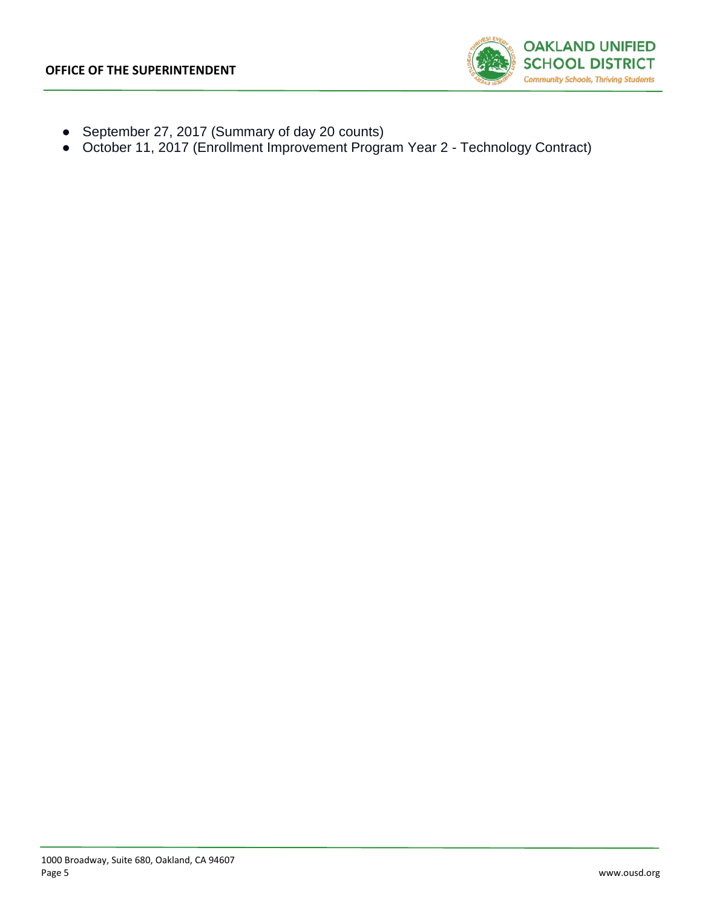- September 27, 2017 (Summary of day 20 counts)
- October 11, 2017 (Enrollment Improvement Program Year 2 - Technology Contract)